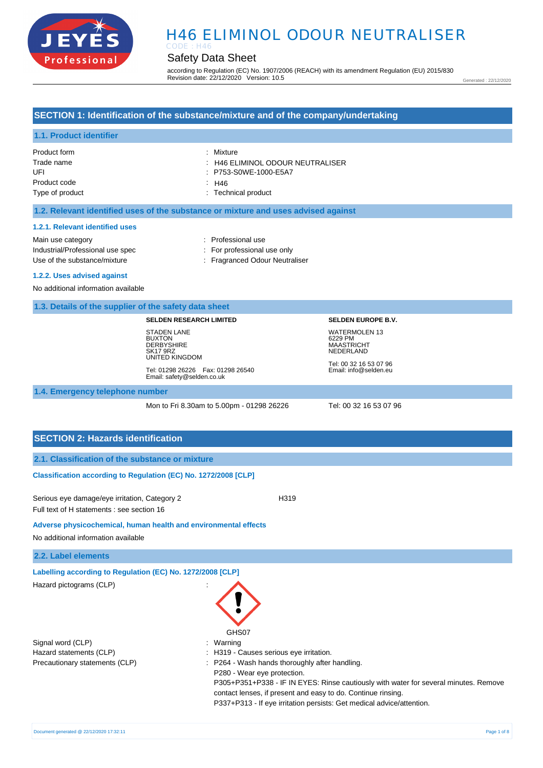# H46 ELIMINOL ODOUR NEUTRALISER

CODE : H46

## Safety Data Sheet

according to Regulation (EC) No. 1907/2006 (REACH) with its amendment Regulation (EU) 2015/830
Revision date: 22/12/2020 Version: 10.5

Generated : 22/12/2020

## SECTION 1: Identification of the substance/mixture and of the company/undertaking

### 1.1. Product identifier

| | |
|---|---|
| Product form | : Mixture |
| Trade name | : H46 ELIMINOL ODOUR NEUTRALISER |
| UFI | : P753-S0WE-1000-E5A7 |
| Product code | : H46 |
| Type of product | : Technical product |

### 1.2. Relevant identified uses of the substance or mixture and uses advised against

#### 1.2.1. Relevant identified uses

| | |
|---|---|
| Main use category | : Professional use |
| Industrial/Professional use spec | : For professional use only |
| Use of the substance/mixture | : Fragranced Odour Neutraliser |

#### 1.2.2. Uses advised against

No additional information available

### 1.3. Details of the supplier of the safety data sheet

**SELDEN RESEARCH LIMITED**

STADEN LANE
BUXTON
DERBYSHIRE
SK17 9RZ
UNITED KINGDOM

Tel: 01298 26226 Fax: 01298 26540
Email: safety@selden.co.uk

**SELDEN EUROPE B.V.**

WATERMOLEN 13
6229 PM
MAASTRICHT
NEDERLAND

Tel: 00 32 16 53 07 96
Email: info@selden.eu

### 1.4. Emergency telephone number

Mon to Fri 8.30am to 5.00pm - 01298 26226

Tel: 00 32 16 53 07 96

## SECTION 2: Hazards identification

### 2.1. Classification of the substance or mixture

**Classification according to Regulation (EC) No. 1272/2008 [CLP]**

Serious eye damage/eye irritation, Category 2 H319

Full text of H statements : see section 16

**Adverse physicochemical, human health and environmental effects**

No additional information available

### 2.2. Label elements

**Labelling according to Regulation (EC) No. 1272/2008 [CLP]**

Hazard pictograms (CLP) :

GHS07

| | |
|---|---|
| Signal word (CLP) | : Warning |
| Hazard statements (CLP) | : H319 - Causes serious eye irritation. |
| Precautionary statements (CLP) | : P264 - Wash hands thoroughly after handling.<br>P280 - Wear eye protection.<br>P305+P351+P338 - IF IN EYES: Rinse cautiously with water for several minutes. Remove contact lenses, if present and easy to do. Continue rinsing.<br>P337+P313 - If eye irritation persists: Get medical advice/attention. |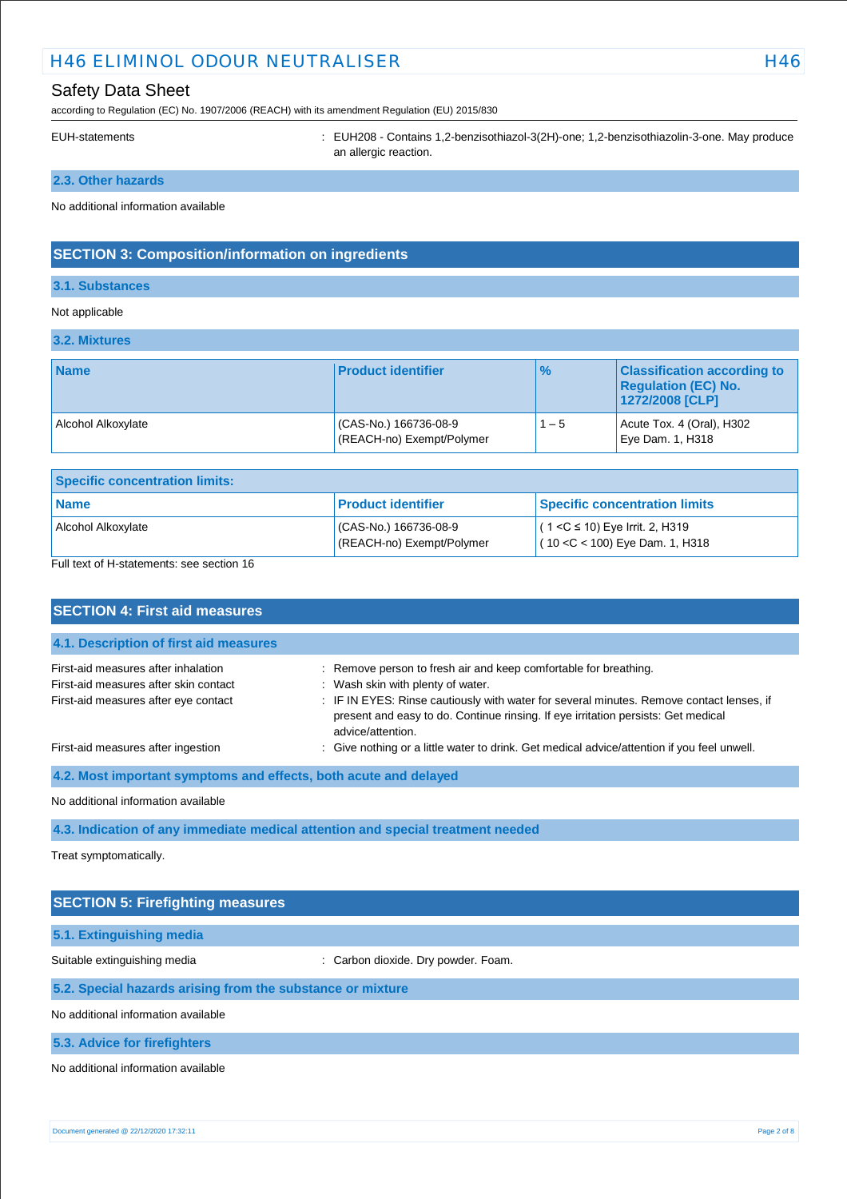EUH-statements : EUH208 - Contains 1,2-benzisothiazol-3(2H)-one; 1,2-benzisothiazolin-3-one. May produce an allergic reaction.

### 2.3. Other hazards

No additional information available

## SECTION 3: Composition/information on ingredients

### 3.1. Substances

Not applicable

### 3.2. Mixtures

| Name | Product identifier | % | Classification according to Regulation (EC) No. 1272/2008 [CLP] |
|---|---|---|---|
| Alcohol Alkoxylate | (CAS-No.) 166736-08-9<br>(REACH-no) Exempt/Polymer | 1 – 5 | Acute Tox. 4 (Oral), H302<br>Eye Dam. 1, H318 |

| Specific concentration limits: | | |
|---|---|---|
| **Name** | **Product identifier** | **Specific concentration limits** |
| Alcohol Alkoxylate | (CAS-No.) 166736-08-9<br>(REACH-no) Exempt/Polymer | ( 1 <C ≤ 10) Eye Irrit. 2, H319<br>( 10 <C < 100) Eye Dam. 1, H318 |

Full text of H-statements: see section 16

## SECTION 4: First aid measures

### 4.1. Description of first aid measures

First-aid measures after inhalation : Remove person to fresh air and keep comfortable for breathing.

First-aid measures after skin contact : Wash skin with plenty of water.

First-aid measures after eye contact : IF IN EYES: Rinse cautiously with water for several minutes. Remove contact lenses, if present and easy to do. Continue rinsing. If eye irritation persists: Get medical advice/attention.

First-aid measures after ingestion : Give nothing or a little water to drink. Get medical advice/attention if you feel unwell.

### 4.2. Most important symptoms and effects, both acute and delayed

No additional information available

### 4.3. Indication of any immediate medical attention and special treatment needed

Treat symptomatically.

## SECTION 5: Firefighting measures

### 5.1. Extinguishing media

Suitable extinguishing media : Carbon dioxide. Dry powder. Foam.

### 5.2. Special hazards arising from the substance or mixture

No additional information available

### 5.3. Advice for firefighters

No additional information available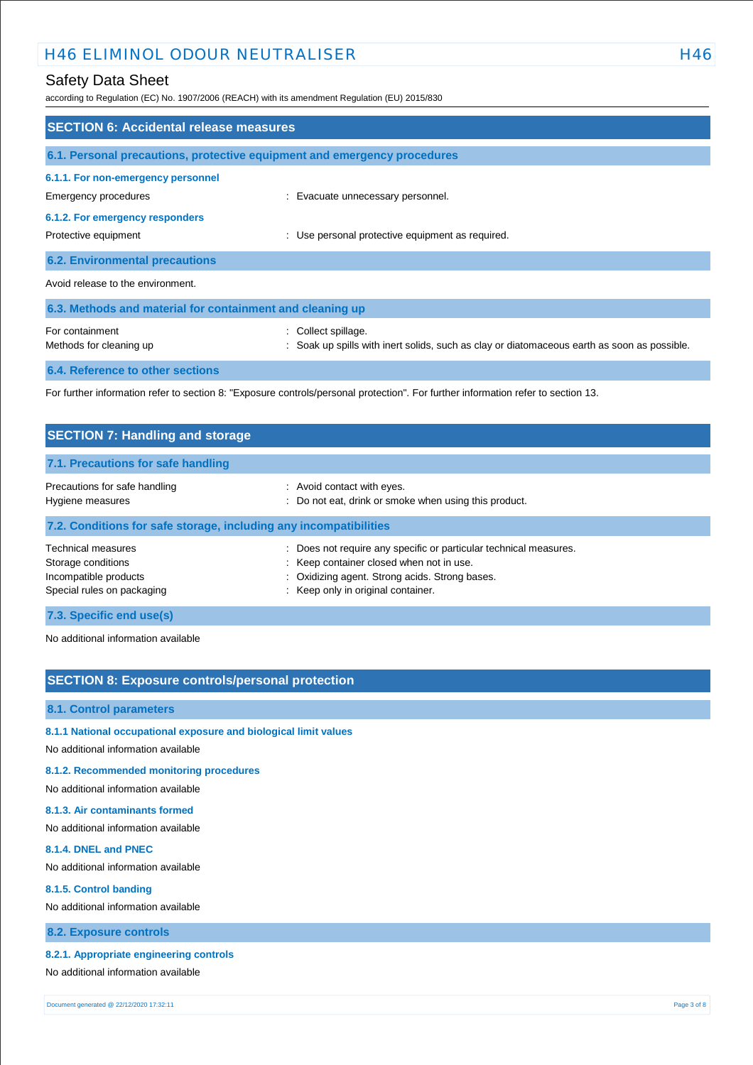## SECTION 6: Accidental release measures

### 6.1. Personal precautions, protective equipment and emergency procedures

#### 6.1.1. For non-emergency personnel

Emergency procedures : Evacuate unnecessary personnel.

#### 6.1.2. For emergency responders

Protective equipment : Use personal protective equipment as required.

### 6.2. Environmental precautions

Avoid release to the environment.

### 6.3. Methods and material for containment and cleaning up

For containment : Collect spillage.

Methods for cleaning up : Soak up spills with inert solids, such as clay or diatomaceous earth as soon as possible.

### 6.4. Reference to other sections

For further information refer to section 8: "Exposure controls/personal protection". For further information refer to section 13.

## SECTION 7: Handling and storage

### 7.1. Precautions for safe handling

Precautions for safe handling : Avoid contact with eyes.

Hygiene measures : Do not eat, drink or smoke when using this product.

### 7.2. Conditions for safe storage, including any incompatibilities

Technical measures : Does not require any specific or particular technical measures.

Storage conditions : Keep container closed when not in use.

Incompatible products : Oxidizing agent. Strong acids. Strong bases.

Special rules on packaging : Keep only in original container.

### 7.3. Specific end use(s)

No additional information available

## SECTION 8: Exposure controls/personal protection

### 8.1. Control parameters

#### 8.1.1 National occupational exposure and biological limit values

No additional information available

#### 8.1.2. Recommended monitoring procedures

No additional information available

#### 8.1.3. Air contaminants formed

No additional information available

#### 8.1.4. DNEL and PNEC

No additional information available

#### 8.1.5. Control banding

No additional information available

### 8.2. Exposure controls

#### 8.2.1. Appropriate engineering controls

No additional information available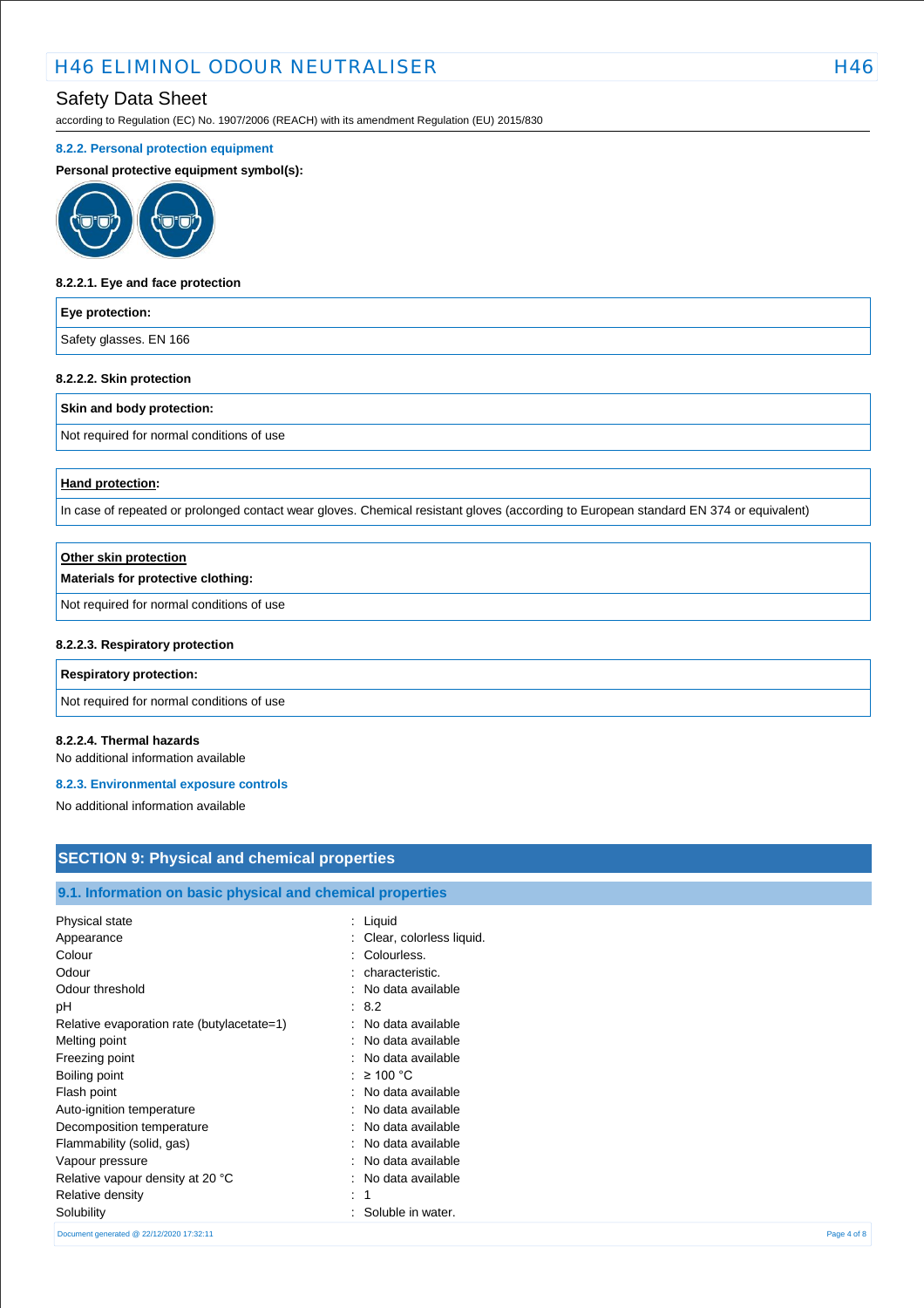#### 8.2.2. Personal protection equipment

**Personal protective equipment symbol(s):**

##### 8.2.2.1. Eye and face protection

| **Eye protection:** |
|---|
| Safety glasses. EN 166 |

##### 8.2.2.2. Skin protection

| **Skin and body protection:** |
|---|
| Not required for normal conditions of use |

| **Hand protection:** |
|---|
| In case of repeated or prolonged contact wear gloves. Chemical resistant gloves (according to European standard EN 374 or equivalent) |

| **Other skin protection** <br> **Materials for protective clothing:** |
|---|
| Not required for normal conditions of use |

##### 8.2.2.3. Respiratory protection

| **Respiratory protection:** |
|---|
| Not required for normal conditions of use |

##### 8.2.2.4. Thermal hazards

No additional information available

#### 8.2.3. Environmental exposure controls

No additional information available

## SECTION 9: Physical and chemical properties

### 9.1. Information on basic physical and chemical properties

| | |
|---|---|
| Physical state | : Liquid |
| Appearance | : Clear, colorless liquid. |
| Colour | : Colourless. |
| Odour | : characteristic. |
| Odour threshold | : No data available |
| pH | : 8.2 |
| Relative evaporation rate (butylacetate=1) | : No data available |
| Melting point | : No data available |
| Freezing point | : No data available |
| Boiling point | : ≥ 100 °C |
| Flash point | : No data available |
| Auto-ignition temperature | : No data available |
| Decomposition temperature | : No data available |
| Flammability (solid, gas) | : No data available |
| Vapour pressure | : No data available |
| Relative vapour density at 20 °C | : No data available |
| Relative density | : 1 |
| Solubility | : Soluble in water. |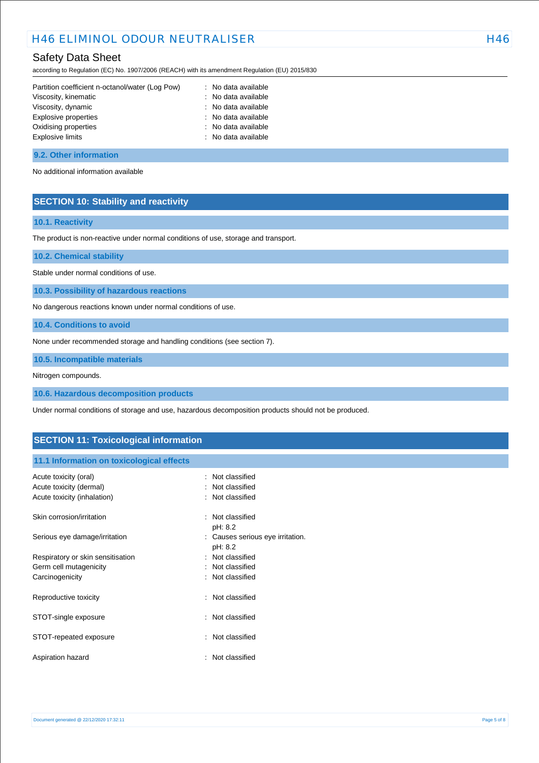| | |
|---|---|
| Partition coefficient n-octanol/water (Log Pow) | : No data available |
| Viscosity, kinematic | : No data available |
| Viscosity, dynamic | : No data available |
| Explosive properties | : No data available |
| Oxidising properties | : No data available |
| Explosive limits | : No data available |

### 9.2. Other information

No additional information available

## SECTION 10: Stability and reactivity

### 10.1. Reactivity

The product is non-reactive under normal conditions of use, storage and transport.

### 10.2. Chemical stability

Stable under normal conditions of use.

### 10.3. Possibility of hazardous reactions

No dangerous reactions known under normal conditions of use.

### 10.4. Conditions to avoid

None under recommended storage and handling conditions (see section 7).

### 10.5. Incompatible materials

Nitrogen compounds.

### 10.6. Hazardous decomposition products

Under normal conditions of storage and use, hazardous decomposition products should not be produced.

## SECTION 11: Toxicological information

### 11.1 Information on toxicological effects

| | |
|---|---|
| Acute toxicity (oral) | : Not classified |
| Acute toxicity (dermal) | : Not classified |
| Acute toxicity (inhalation) | : Not classified |
| Skin corrosion/irritation | : Not classified<br>pH: 8.2 |
| Serious eye damage/irritation | : Causes serious eye irritation.<br>pH: 8.2 |
| Respiratory or skin sensitisation | : Not classified |
| Germ cell mutagenicity | : Not classified |
| Carcinogenicity | : Not classified |
| Reproductive toxicity | : Not classified |
| STOT-single exposure | : Not classified |
| STOT-repeated exposure | : Not classified |
| Aspiration hazard | : Not classified |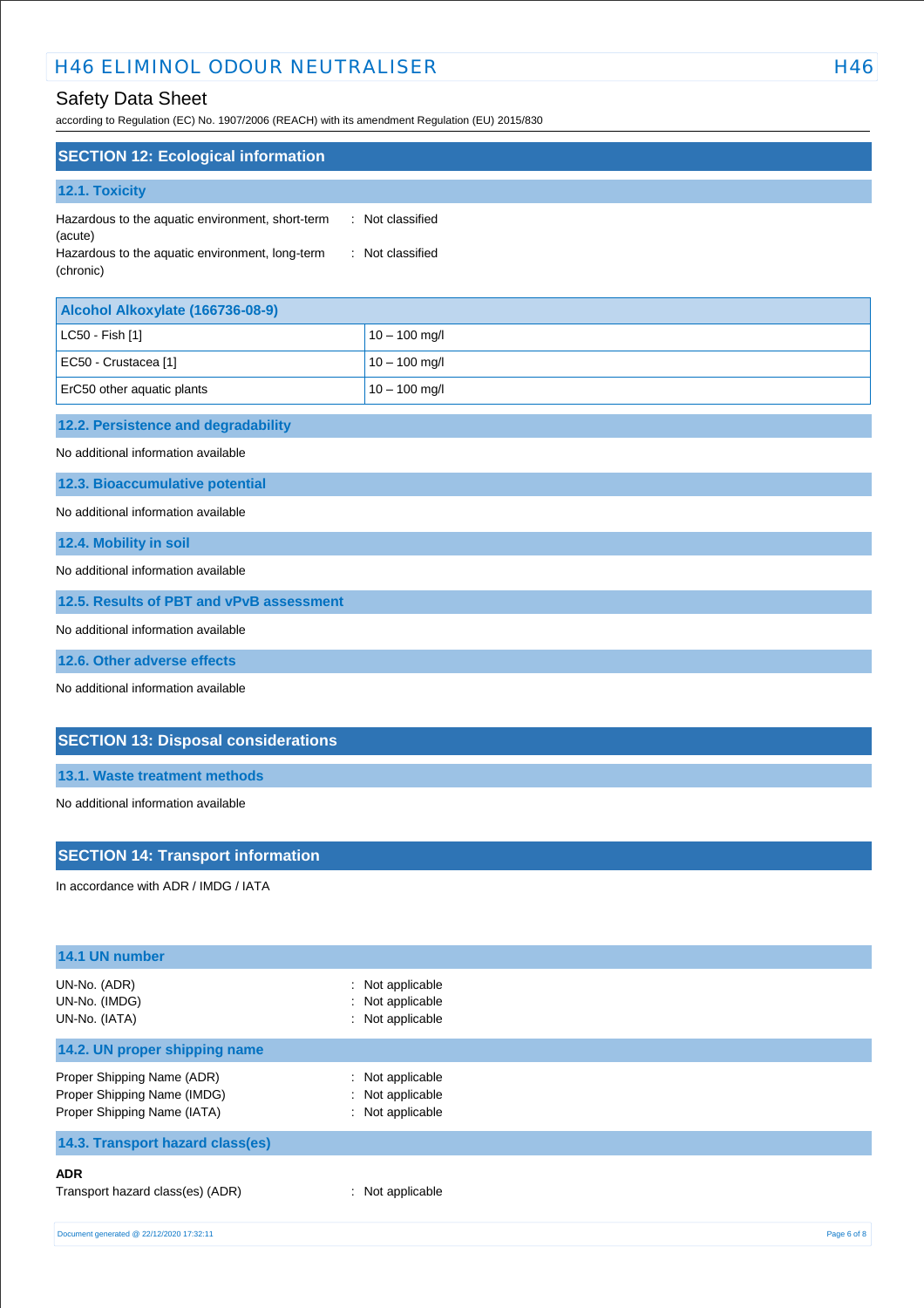## SECTION 12: Ecological information

### 12.1. Toxicity

| | |
|---|---|
| Hazardous to the aquatic environment, short-term (acute) | : Not classified |
| Hazardous to the aquatic environment, long-term (chronic) | : Not classified |

| Alcohol Alkoxylate (166736-08-9) | |
|---|---|
| LC50 - Fish [1] | 10 – 100 mg/l |
| EC50 - Crustacea [1] | 10 – 100 mg/l |
| ErC50 other aquatic plants | 10 – 100 mg/l |

### 12.2. Persistence and degradability

No additional information available

### 12.3. Bioaccumulative potential

No additional information available

### 12.4. Mobility in soil

No additional information available

### 12.5. Results of PBT and vPvB assessment

No additional information available

### 12.6. Other adverse effects

No additional information available

## SECTION 13: Disposal considerations

### 13.1. Waste treatment methods

No additional information available

## SECTION 14: Transport information

In accordance with ADR / IMDG / IATA

### 14.1 UN number

| | |
|---|---|
| UN-No. (ADR) | : Not applicable |
| UN-No. (IMDG) | : Not applicable |
| UN-No. (IATA) | : Not applicable |

### 14.2. UN proper shipping name

| | |
|---|---|
| Proper Shipping Name (ADR) | : Not applicable |
| Proper Shipping Name (IMDG) | : Not applicable |
| Proper Shipping Name (IATA) | : Not applicable |

### 14.3. Transport hazard class(es)

**ADR**

| | |
|---|---|
| Transport hazard class(es) (ADR) | : Not applicable |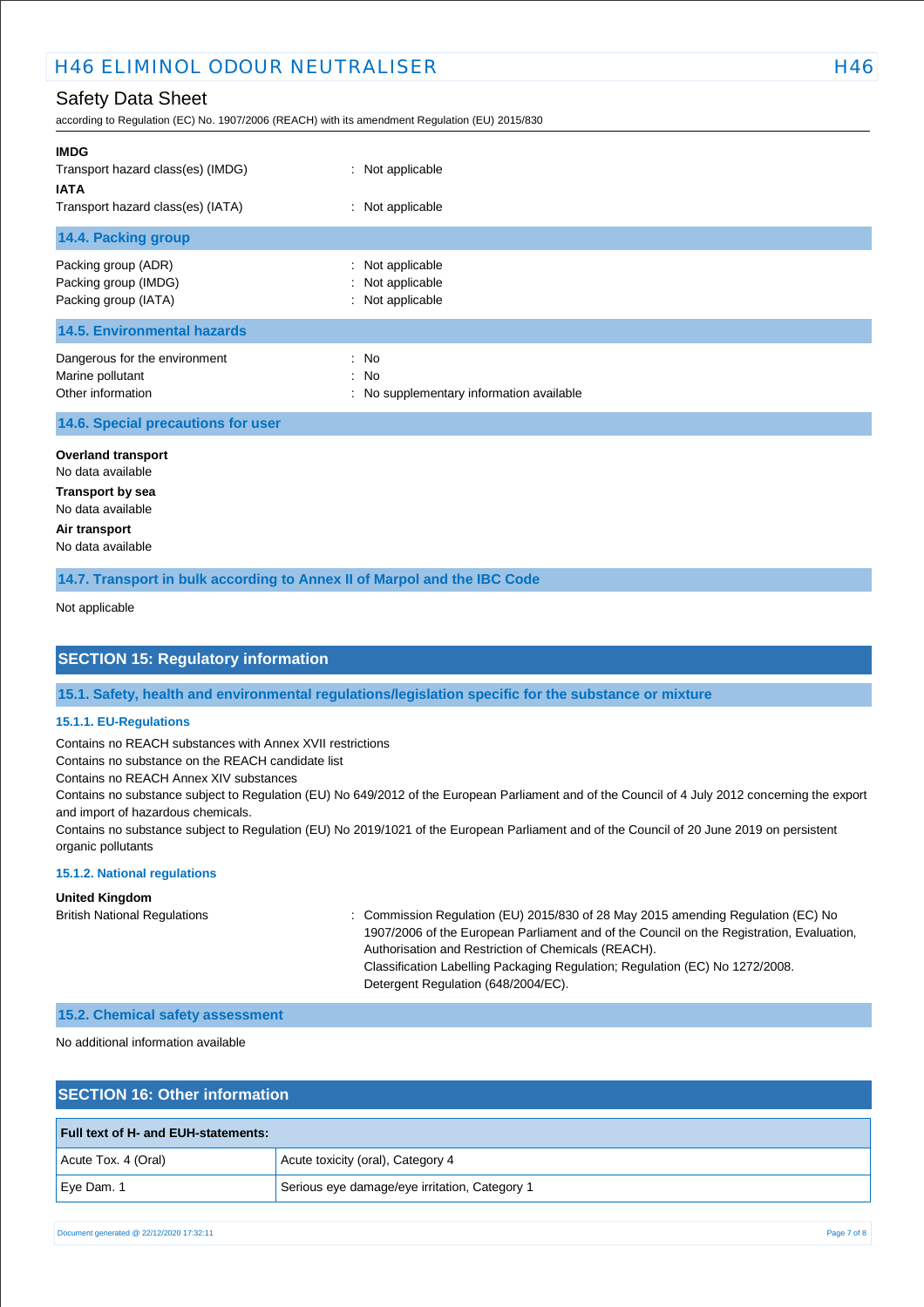**IMDG**

Transport hazard class(es) (IMDG) : Not applicable

**IATA**

Transport hazard class(es) (IATA) : Not applicable

### 14.4. Packing group

Packing group (ADR) : Not applicable
Packing group (IMDG) : Not applicable
Packing group (IATA) : Not applicable

### 14.5. Environmental hazards

Dangerous for the environment : No
Marine pollutant : No
Other information : No supplementary information available

### 14.6. Special precautions for user

**Overland transport**

No data available

**Transport by sea**

No data available

**Air transport**

No data available

### 14.7. Transport in bulk according to Annex II of Marpol and the IBC Code

Not applicable

## SECTION 15: Regulatory information

### 15.1. Safety, health and environmental regulations/legislation specific for the substance or mixture

#### 15.1.1. EU-Regulations

Contains no REACH substances with Annex XVII restrictions
Contains no substance on the REACH candidate list
Contains no REACH Annex XIV substances
Contains no substance subject to Regulation (EU) No 649/2012 of the European Parliament and of the Council of 4 July 2012 concerning the export and import of hazardous chemicals.
Contains no substance subject to Regulation (EU) No 2019/1021 of the European Parliament and of the Council of 20 June 2019 on persistent organic pollutants

#### 15.1.2. National regulations

**United Kingdom**

British National Regulations : Commission Regulation (EU) 2015/830 of 28 May 2015 amending Regulation (EC) No 1907/2006 of the European Parliament and of the Council on the Registration, Evaluation, Authorisation and Restriction of Chemicals (REACH).
Classification Labelling Packaging Regulation; Regulation (EC) No 1272/2008.
Detergent Regulation (648/2004/EC).

### 15.2. Chemical safety assessment

No additional information available

## SECTION 16: Other information

| Full text of H- and EUH-statements: | |
|---|---|
| Acute Tox. 4 (Oral) | Acute toxicity (oral), Category 4 |
| Eye Dam. 1 | Serious eye damage/eye irritation, Category 1 |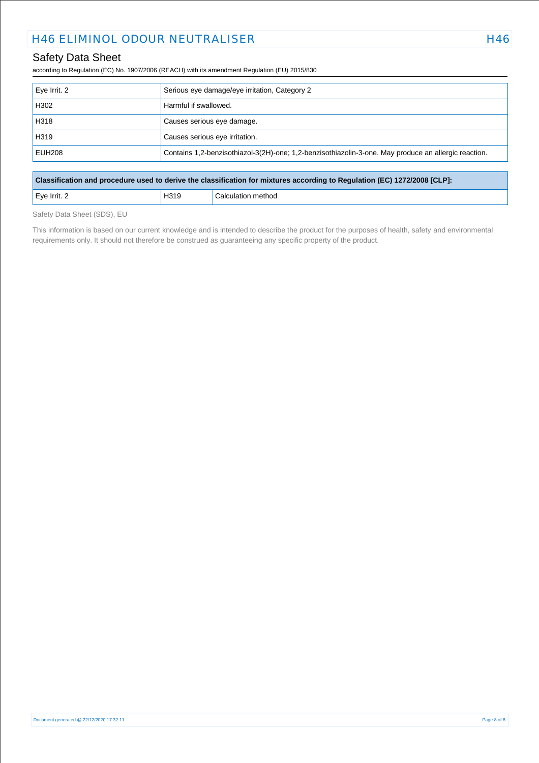| | |
|---|---|
| Eye Irrit. 2 | Serious eye damage/eye irritation, Category 2 |
| H302 | Harmful if swallowed. |
| H318 | Causes serious eye damage. |
| H319 | Causes serious eye irritation. |
| EUH208 | Contains 1,2-benzisothiazol-3(2H)-one; 1,2-benzisothiazolin-3-one. May produce an allergic reaction. |

| **Classification and procedure used to derive the classification for mixtures according to Regulation (EC) 1272/2008 [CLP]:** | | |
|---|---|---|
| Eye Irrit. 2 | H319 | Calculation method |

Safety Data Sheet (SDS), EU

This information is based on our current knowledge and is intended to describe the product for the purposes of health, safety and environmental requirements only. It should not therefore be construed as guaranteeing any specific property of the product.

Document generated @ 22/12/2020 17:32:11